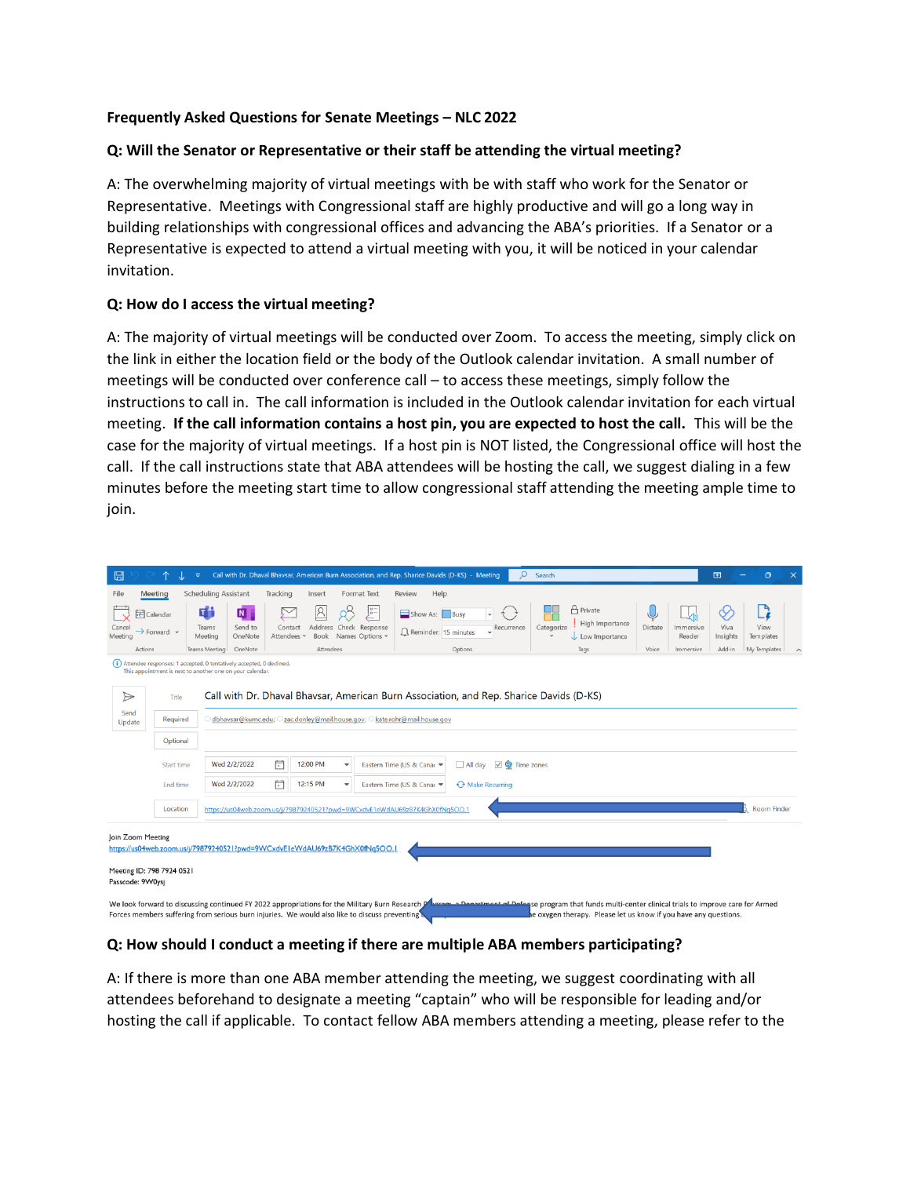**Frequently Asked Questions for Senate Meetings – NLC 2022**

**Q: Will the Senator or Representative or their staff be attending the virtual meeting?**

A: The overwhelming majority of virtual meetings with be with staff who work for the Senator or Representative. Meetings with Congressional staff are highly productive and will go a long way in building relationships with congressional offices and advancing the ABA's priorities. If a Senator or a Representative is expected to attend a virtual meeting with you, it will be noticed in your calendar invitation.

**Q: How do I access the virtual meeting?**

A: The majority of virtual meetings will be conducted over Zoom. To access the meeting, simply click on the link in either the location field or the body of the Outlook calendar invitation. A small number of meetings will be conducted over conference call – to access these meetings, simply follow the instructions to call in. The call information is included in the Outlook calendar invitation for each virtual meeting. **If the call information contains a host pin, you are expected to host the call.** This will be the case for the majority of virtual meetings. If a host pin is NOT listed, the Congressional office will host the call. If the call instructions state that ABA attendees will be hosting the call, we suggest dialing in a few minutes before the meeting start time to allow congressional staff attending the meeting ample time to join.

**Q: How should I conduct a meeting if there are multiple ABA members participating?**

A: If there is more than one ABA member attending the meeting, we suggest coordinating with all attendees beforehand to designate a meeting "captain" who will be responsible for leading and/or hosting the call if applicable. To contact fellow ABA members attending a meeting, please refer to the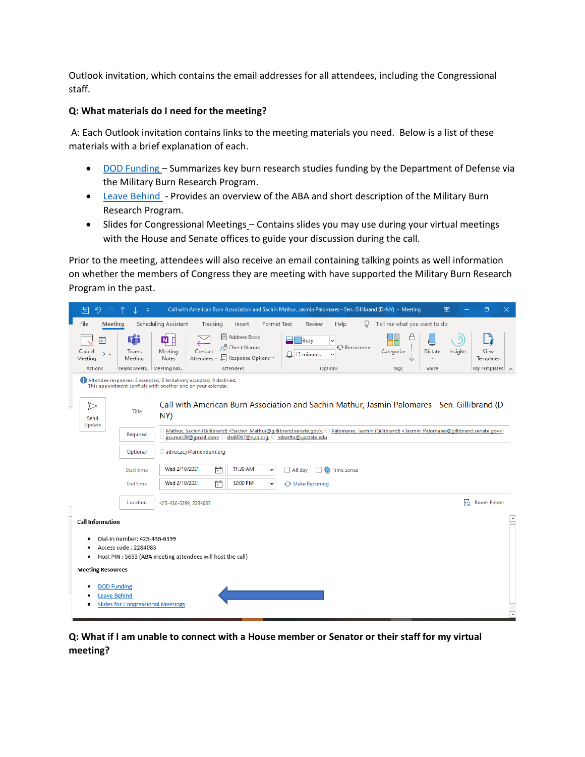Outlook invitation, which contains the email addresses for all attendees, including the Congressional staff.

**Q: What materials do I need for the meeting?**

A: Each Outlook invitation contains links to the meeting materials you need. Below is a list of these materials with a brief explanation of each.

- DOD Funding – Summarizes key burn research studies funding by the Department of Defense via the Military Burn Research Program.
- Leave Behind - Provides an overview of the ABA and short description of the Military Burn Research Program.
- Slides for Congressional Meetings – Contains slides you may use during your virtual meetings with the House and Senate offices to guide your discussion during the call.

Prior to the meeting, attendees will also receive an email containing talking points as well information on whether the members of Congress they are meeting with have supported the Military Burn Research Program in the past.

**Q: What if I am unable to connect with a House member or Senator or their staff for my virtual meeting?**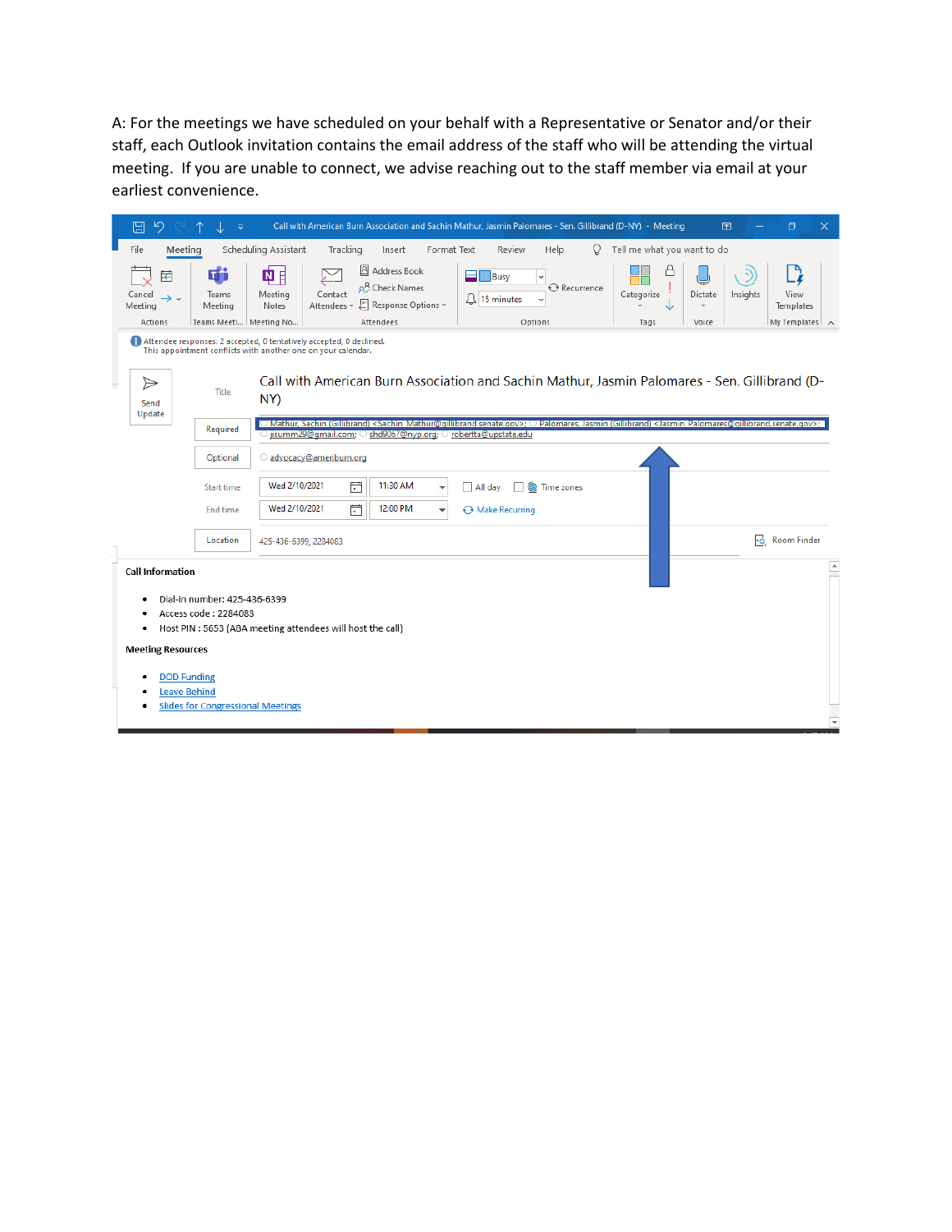A: For the meetings we have scheduled on your behalf with a Representative or Senator and/or their staff, each Outlook invitation contains the email address of the staff who will be attending the virtual meeting. If you are unable to connect, we advise reaching out to the staff member via email at your earliest convenience.

Call with American Burn Association and Sachin Mathur, Jasmin Palomares - Sen. Gillibrand (D-NY) - Meeting

File | Meeting | Scheduling Assistant | Tracking | Insert | Format Text | Review | Help | Tell me what you want to do

Attendee responses: 2 accepted, 0 tentatively accepted, 0 declined.
This appointment conflicts with another one on your calendar.

Title: Call with American Burn Association and Sachin Mathur, Jasmin Palomares - Sen. Gillibrand (D-NY)

Required: Mathur, Sachin (Gillibrand) <Sachin_Mathur@gillibrand.senate.gov>; Palomares, Jasmin (Gillibrand) <Jasmin_Palomares@gillibrand.senate.gov>; jjsumm29@gmail.com; shd9067@nyp.org; robertta@upstate.edu

Optional: advocacy@ameriburn.org

Start time: Wed 2/10/2021 11:30 AM

End time: Wed 2/10/2021 12:00 PM

Location: 425-436-6399, 2284083

**Call Information**

- Dial-In number: 425-436-6399
- Access code : 2284083
- Host PIN : 5653 (ABA meeting attendees will host the call)

**Meeting Resources**

- DOD Funding
- Leave Behind
- Slides for Congressional Meetings